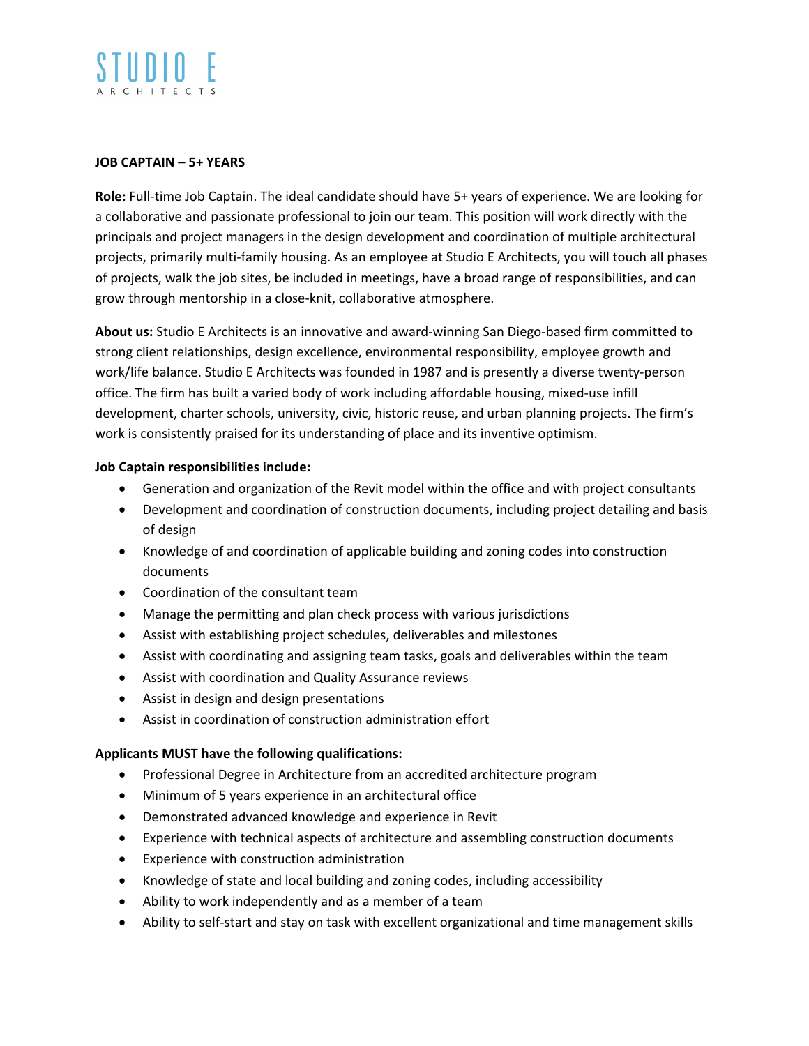STUDIO E
ARCHITECTS

**JOB CAPTAIN – 5+ YEARS**

**Role:** Full-time Job Captain. The ideal candidate should have 5+ years of experience. We are looking for a collaborative and passionate professional to join our team. This position will work directly with the principals and project managers in the design development and coordination of multiple architectural projects, primarily multi-family housing. As an employee at Studio E Architects, you will touch all phases of projects, walk the job sites, be included in meetings, have a broad range of responsibilities, and can grow through mentorship in a close-knit, collaborative atmosphere.

**About us:** Studio E Architects is an innovative and award-winning San Diego-based firm committed to strong client relationships, design excellence, environmental responsibility, employee growth and work/life balance. Studio E Architects was founded in 1987 and is presently a diverse twenty-person office. The firm has built a varied body of work including affordable housing, mixed-use infill development, charter schools, university, civic, historic reuse, and urban planning projects. The firm's work is consistently praised for its understanding of place and its inventive optimism.

**Job Captain responsibilities include:**

- Generation and organization of the Revit model within the office and with project consultants
- Development and coordination of construction documents, including project detailing and basis of design
- Knowledge of and coordination of applicable building and zoning codes into construction documents
- Coordination of the consultant team
- Manage the permitting and plan check process with various jurisdictions
- Assist with establishing project schedules, deliverables and milestones
- Assist with coordinating and assigning team tasks, goals and deliverables within the team
- Assist with coordination and Quality Assurance reviews
- Assist in design and design presentations
- Assist in coordination of construction administration effort

**Applicants MUST have the following qualifications:**

- Professional Degree in Architecture from an accredited architecture program
- Minimum of 5 years experience in an architectural office
- Demonstrated advanced knowledge and experience in Revit
- Experience with technical aspects of architecture and assembling construction documents
- Experience with construction administration
- Knowledge of state and local building and zoning codes, including accessibility
- Ability to work independently and as a member of a team
- Ability to self-start and stay on task with excellent organizational and time management skills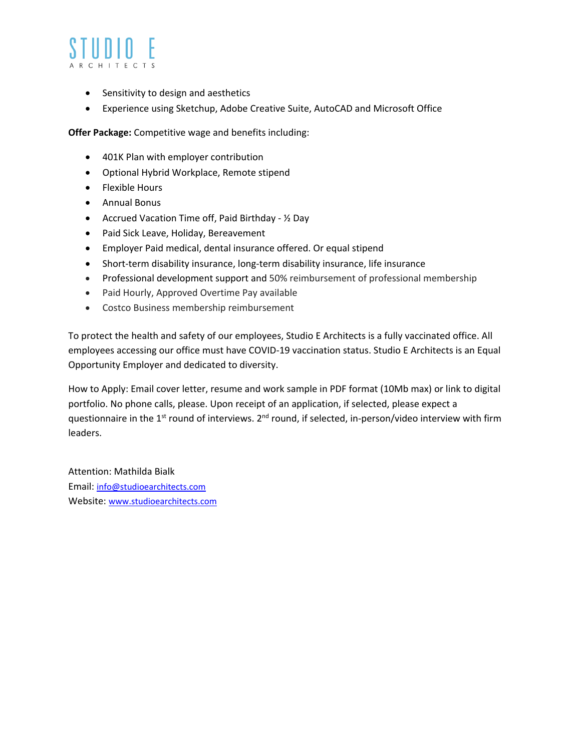- Sensitivity to design and aesthetics
- Experience using Sketchup, Adobe Creative Suite, AutoCAD and Microsoft Office

**Offer Package:** Competitive wage and benefits including:

- 401K Plan with employer contribution
- Optional Hybrid Workplace, Remote stipend
- Flexible Hours
- Annual Bonus
- Accrued Vacation Time off, Paid Birthday - ½ Day
- Paid Sick Leave, Holiday, Bereavement
- Employer Paid medical, dental insurance offered. Or equal stipend
- Short-term disability insurance, long-term disability insurance, life insurance
- Professional development support and 50% reimbursement of professional membership
- Paid Hourly, Approved Overtime Pay available
- Costco Business membership reimbursement

To protect the health and safety of our employees, Studio E Architects is a fully vaccinated office. All employees accessing our office must have COVID-19 vaccination status. Studio E Architects is an Equal Opportunity Employer and dedicated to diversity.

How to Apply: Email cover letter, resume and work sample in PDF format (10Mb max) or link to digital portfolio. No phone calls, please. Upon receipt of an application, if selected, please expect a questionnaire in the 1st round of interviews. 2nd round, if selected, in-person/video interview with firm leaders.

Attention: Mathilda Bialk
Email: info@studioearchitects.com
Website: www.studioearchitects.com